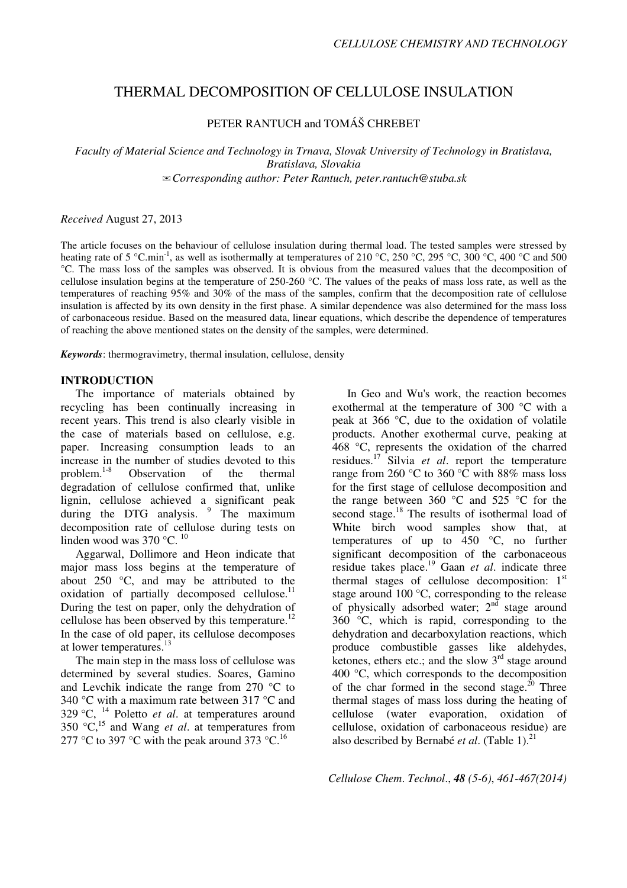// THERMAL DECOMPOSITION OF CELLULOSE INSULATION

PETER RANTUCH and TOMÁŠ CHREBET

*Faculty of Material Science and Technology in Trnava, Slovak University of Technology in Bratislava, Bratislava, Slovakia*
*✉Corresponding author: Peter Rantuch, peter.rantuch@stuba.sk*

*Received* August 27, 2013

The article focuses on the behaviour of cellulose insulation during thermal load. The tested samples were stressed by heating rate of 5 °C.min$^{-1}$, as well as isothermally at temperatures of 210 °C, 250 °C, 295 °C, 300 °C, 400 °C and 500 °C. The mass loss of the samples was observed. It is obvious from the measured values that the decomposition of cellulose insulation begins at the temperature of 250-260 °C. The values of the peaks of mass loss rate, as well as the temperatures of reaching 95% and 30% of the mass of the samples, confirm that the decomposition rate of cellulose insulation is affected by its own density in the first phase. A similar dependence was also determined for the mass loss of carbonaceous residue. Based on the measured data, linear equations, which describe the dependence of temperatures of reaching the above mentioned states on the density of the samples, were determined.

***Keywords***: thermogravimetry, thermal insulation, cellulose, density

## INTRODUCTION

The importance of materials obtained by recycling has been continually increasing in recent years. This trend is also clearly visible in the case of materials based on cellulose, e.g. paper. Increasing consumption leads to an increase in the number of studies devoted to this problem.[1-8] Observation of the thermal degradation of cellulose confirmed that, unlike lignin, cellulose achieved a significant peak during the DTG analysis.[9] The maximum decomposition rate of cellulose during tests on linden wood was 370 °C.[10]

Aggarwal, Dollimore and Heon indicate that major mass loss begins at the temperature of about 250 °C, and may be attributed to the oxidation of partially decomposed cellulose.[11] During the test on paper, only the dehydration of cellulose has been observed by this temperature.[12] In the case of old paper, its cellulose decomposes at lower temperatures.[13]

The main step in the mass loss of cellulose was determined by several studies. Soares, Gamino and Levchik indicate the range from 270 °C to 340 °C with a maximum rate between 317 °C and 329 °C,[14] Poletto *et al*. at temperatures around 350 °C,[15] and Wang *et al*. at temperatures from 277 °C to 397 °C with the peak around 373 °C.[16]

In Geo and Wu's work, the reaction becomes exothermal at the temperature of 300 °C with a peak at 366 °C, due to the oxidation of volatile products. Another exothermal curve, peaking at 468 °C, represents the oxidation of the charred residues.[17] Silvia *et al*. report the temperature range from 260 °C to 360 °C with 88% mass loss for the first stage of cellulose decomposition and the range between 360 °C and 525 °C for the second stage.[18] The results of isothermal load of White birch wood samples show that, at temperatures of up to 450 °C, no further significant decomposition of the carbonaceous residue takes place.[19] Gaan *et al*. indicate three thermal stages of cellulose decomposition: 1st stage around 100 °C, corresponding to the release of physically adsorbed water; 2nd stage around 360 °C, which is rapid, corresponding to the dehydration and decarboxylation reactions, which produce combustible gasses like aldehydes, ketones, ethers etc.; and the slow 3rd stage around 400 °C, which corresponds to the decomposition of the char formed in the second stage.[20] Three thermal stages of mass loss during the heating of cellulose (water evaporation, oxidation of cellulose, oxidation of carbonaceous residue) are also described by Bernabé *et al*. (Table 1).[21]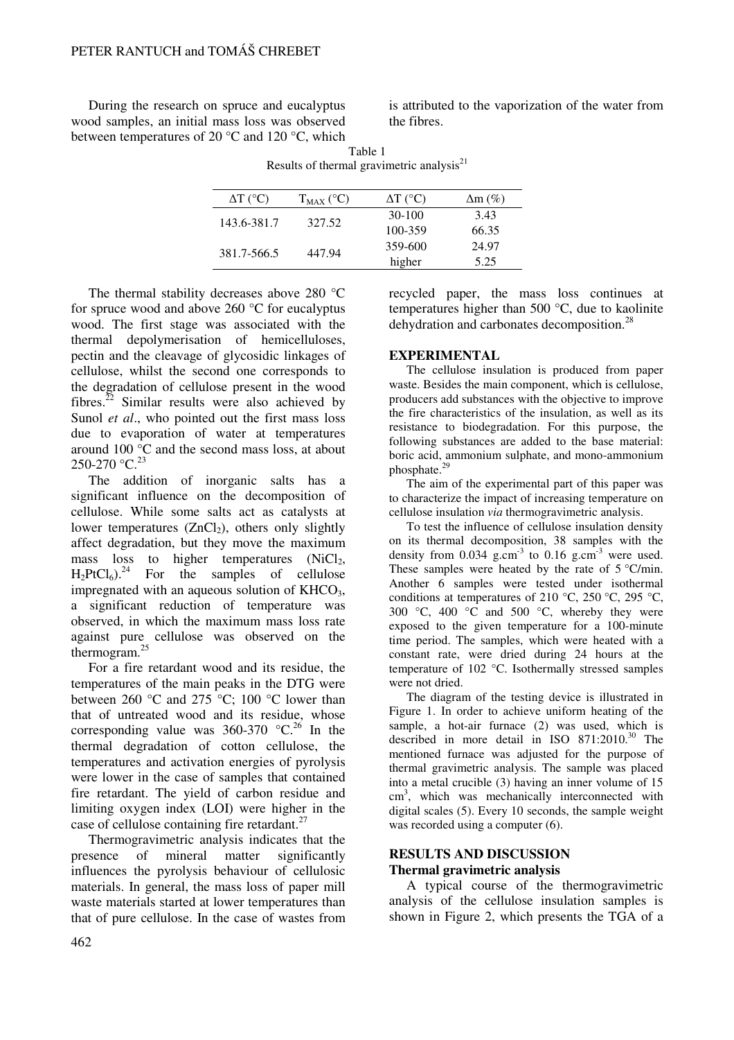During the research on spruce and eucalyptus wood samples, an initial mass loss was observed between temperatures of 20 °C and 120 °C, which is attributed to the vaporization of the water from the fibres.

Table 1
Results of thermal gravimetric analysis[21]

| ΔT (°C) | $T_{MAX}$ (°C) | ΔT (°C) | Δm (%) |
|---|---|---|---|
| 143.6-381.7 | 327.52 | 30-100 | 3.43 |
| | | 100-359 | 66.35 |
| 381.7-566.5 | 447.94 | 359-600 | 24.97 |
| | | higher | 5.25 |

The thermal stability decreases above 280 °C for spruce wood and above 260 °C for eucalyptus wood. The first stage was associated with the thermal depolymerisation of hemicelluloses, pectin and the cleavage of glycosidic linkages of cellulose, whilst the second one corresponds to the degradation of cellulose present in the wood fibres.[22] Similar results were also achieved by Sunol *et al*., who pointed out the first mass loss due to evaporation of water at temperatures around 100 °C and the second mass loss, at about 250-270 °C.[23]

The addition of inorganic salts has a significant influence on the decomposition of cellulose. While some salts act as catalysts at lower temperatures ($ZnCl_2$), others only slightly affect degradation, but they move the maximum mass loss to higher temperatures ($NiCl_2$, $H_2PtCl_6$).[24] For the samples of cellulose impregnated with an aqueous solution of $KHCO_3$, a significant reduction of temperature was observed, in which the maximum mass loss rate against pure cellulose was observed on the thermogram.[25]

For a fire retardant wood and its residue, the temperatures of the main peaks in the DTG were between 260 °C and 275 °C; 100 °C lower than that of untreated wood and its residue, whose corresponding value was 360-370 °C.[26] In the thermal degradation of cotton cellulose, the temperatures and activation energies of pyrolysis were lower in the case of samples that contained fire retardant. The yield of carbon residue and limiting oxygen index (LOI) were higher in the case of cellulose containing fire retardant.[27]

Thermogravimetric analysis indicates that the presence of mineral matter significantly influences the pyrolysis behaviour of cellulosic materials. In general, the mass loss of paper mill waste materials started at lower temperatures than that of pure cellulose. In the case of wastes from recycled paper, the mass loss continues at temperatures higher than 500 °C, due to kaolinite dehydration and carbonates decomposition.[28]

## EXPERIMENTAL

The cellulose insulation is produced from paper waste. Besides the main component, which is cellulose, producers add substances with the objective to improve the fire characteristics of the insulation, as well as its resistance to biodegradation. For this purpose, the following substances are added to the base material: boric acid, ammonium sulphate, and mono-ammonium phosphate.[29]

The aim of the experimental part of this paper was to characterize the impact of increasing temperature on cellulose insulation *via* thermogravimetric analysis.

To test the influence of cellulose insulation density on its thermal decomposition, 38 samples with the density from 0.034 $g.cm^{-3}$ to 0.16 $g.cm^{-3}$ were used. These samples were heated by the rate of 5 °C/min. Another 6 samples were tested under isothermal conditions at temperatures of 210 °C, 250 °C, 295 °C, 300 °C, 400 °C and 500 °C, whereby they were exposed to the given temperature for a 100-minute time period. The samples, which were heated with a constant rate, were dried during 24 hours at the temperature of 102 °C. Isothermally stressed samples were not dried.

The diagram of the testing device is illustrated in Figure 1. In order to achieve uniform heating of the sample, a hot-air furnace (2) was used, which is described in more detail in ISO 871:2010.[30] The mentioned furnace was adjusted for the purpose of thermal gravimetric analysis. The sample was placed into a metal crucible (3) having an inner volume of 15 $cm^3$, which was mechanically interconnected with digital scales (5). Every 10 seconds, the sample weight was recorded using a computer (6).

## RESULTS AND DISCUSSION

### Thermal gravimetric analysis

A typical course of the thermogravimetric analysis of the cellulose insulation samples is shown in Figure 2, which presents the TGA of a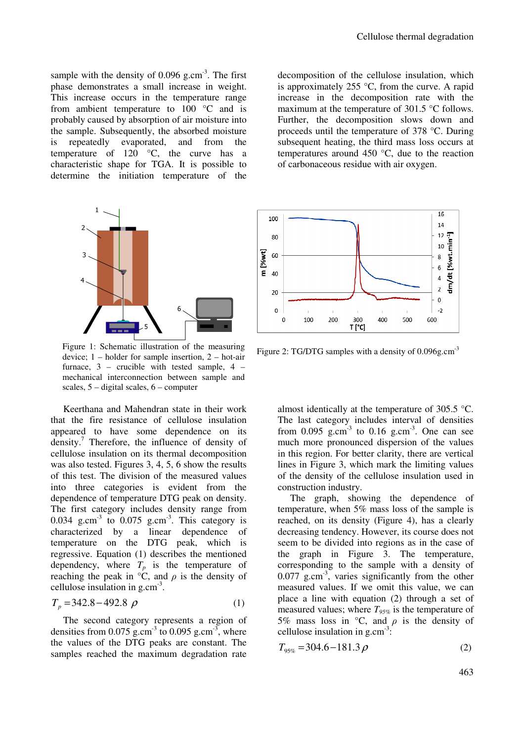sample with the density of 0.096 g.cm$^{-3}$. The first phase demonstrates a small increase in weight. This increase occurs in the temperature range from ambient temperature to 100 °C and is probably caused by absorption of air moisture into the sample. Subsequently, the absorbed moisture is repeatedly evaporated, and from the temperature of 120 °C, the curve has a characteristic shape for TGA. It is possible to determine the initiation temperature of the decomposition of the cellulose insulation, which is approximately 255 °C, from the curve. A rapid increase in the decomposition rate with the maximum at the temperature of 301.5 °C follows. Further, the decomposition slows down and proceeds until the temperature of 378 °C. During subsequent heating, the third mass loss occurs at temperatures around 450 °C, due to the reaction of carbonaceous residue with air oxygen.

Figure 1: Schematic illustration of the measuring device; 1 – holder for sample insertion, 2 – hot-air furnace, 3 – crucible with tested sample, 4 – mechanical interconnection between sample and scales, 5 – digital scales, 6 – computer

Figure 2: TG/DTG samples with a density of 0.096g.cm$^{-3}$

Keerthana and Mahendran state in their work that the fire resistance of cellulose insulation appeared to have some dependence on its density.[7] Therefore, the influence of density of cellulose insulation on its thermal decomposition was also tested. Figures 3, 4, 5, 6 show the results of this test. The division of the measured values into three categories is evident from the dependence of temperature DTG peak on density. The first category includes density range from 0.034 g.cm$^{-3}$ to 0.075 g.cm$^{-3}$. This category is characterized by a linear dependence of temperature on the DTG peak, which is regressive. Equation (1) describes the mentioned dependency, where $T_p$ is the temperature of reaching the peak in °C, and $\rho$ is the density of cellulose insulation in g.cm$^{-3}$.

$$T_p = 342.8 - 492.8\,\rho \tag{1}$$

The second category represents a region of densities from 0.075 g.cm$^{-3}$ to 0.095 g.cm$^{-3}$, where the values of the DTG peaks are constant. The samples reached the maximum degradation rate almost identically at the temperature of 305.5 °C. The last category includes interval of densities from 0.095 g.cm$^{-3}$ to 0.16 g.cm$^{-3}$. One can see much more pronounced dispersion of the values in this region. For better clarity, there are vertical lines in Figure 3, which mark the limiting values of the density of the cellulose insulation used in construction industry.

The graph, showing the dependence of temperature, when 5% mass loss of the sample is reached, on its density (Figure 4), has a clearly decreasing tendency. However, its course does not seem to be divided into regions as in the case of the graph in Figure 3. The temperature, corresponding to the sample with a density of 0.077 g.cm$^{-3}$, varies significantly from the other measured values. If we omit this value, we can place a line with equation (2) through a set of measured values; where $T_{95\%}$ is the temperature of 5% mass loss in °C, and $\rho$ is the density of cellulose insulation in g.cm$^{-3}$:

$$T_{95\%} = 304.6 - 181.3\,\rho \tag{2}$$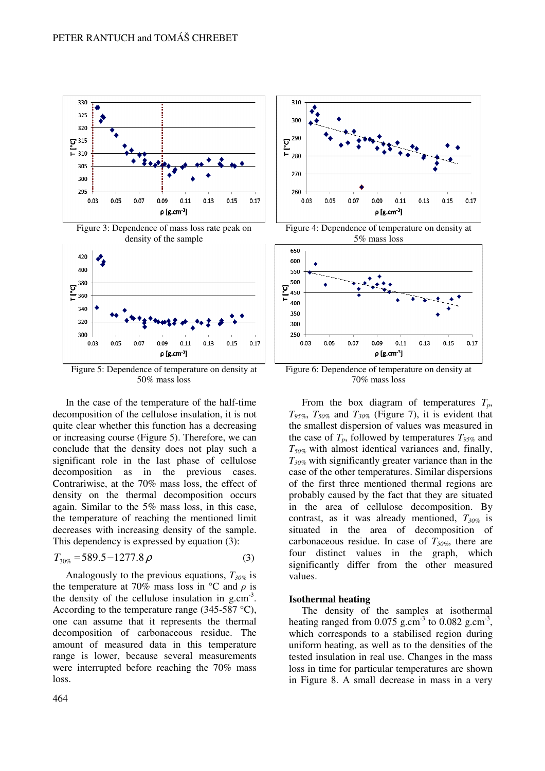Figure 3: Dependence of mass loss rate peak on density of the sample

Figure 4: Dependence of temperature on density at 5% mass loss

Figure 5: Dependence of temperature on density at 50% mass loss

Figure 6: Dependence of temperature on density at 70% mass loss

In the case of the temperature of the half-time decomposition of the cellulose insulation, it is not quite clear whether this function has a decreasing or increasing course (Figure 5). Therefore, we can conclude that the density does not play such a significant role in the last phase of cellulose decomposition as in the previous cases. Contrariwise, at the 70% mass loss, the effect of density on the thermal decomposition occurs again. Similar to the 5% mass loss, in this case, the temperature of reaching the mentioned limit decreases with increasing density of the sample. This dependency is expressed by equation (3):

$$T_{30\%} = 589.5 - 1277.8\rho \tag{3}$$

Analogously to the previous equations, $T_{30\%}$ is the temperature at 70% mass loss in °C and $\rho$ is the density of the cellulose insulation in g.cm$^{-3}$. According to the temperature range (345-587 °C), one can assume that it represents the thermal decomposition of carbonaceous residue. The amount of measured data in this temperature range is lower, because several measurements were interrupted before reaching the 70% mass loss.

From the box diagram of temperatures $T_p$, $T_{95\%}$, $T_{50\%}$ and $T_{30\%}$ (Figure 7), it is evident that the smallest dispersion of values was measured in the case of $T_p$, followed by temperatures $T_{95\%}$ and $T_{50\%}$ with almost identical variances and, finally, $T_{30\%}$ with significantly greater variance than in the case of the other temperatures. Similar dispersions of the first three mentioned thermal regions are probably caused by the fact that they are situated in the area of cellulose decomposition. By contrast, as it was already mentioned, $T_{30\%}$ is situated in the area of decomposition of carbonaceous residue. In case of $T_{50\%}$, there are four distinct values in the graph, which significantly differ from the other measured values.

**Isothermal heating**

The density of the samples at isothermal heating ranged from 0.075 g.cm$^{-3}$ to 0.082 g.cm$^{-3}$, which corresponds to a stabilised region during uniform heating, as well as to the densities of the tested insulation in real use. Changes in the mass loss in time for particular temperatures are shown in Figure 8. A small decrease in mass in a very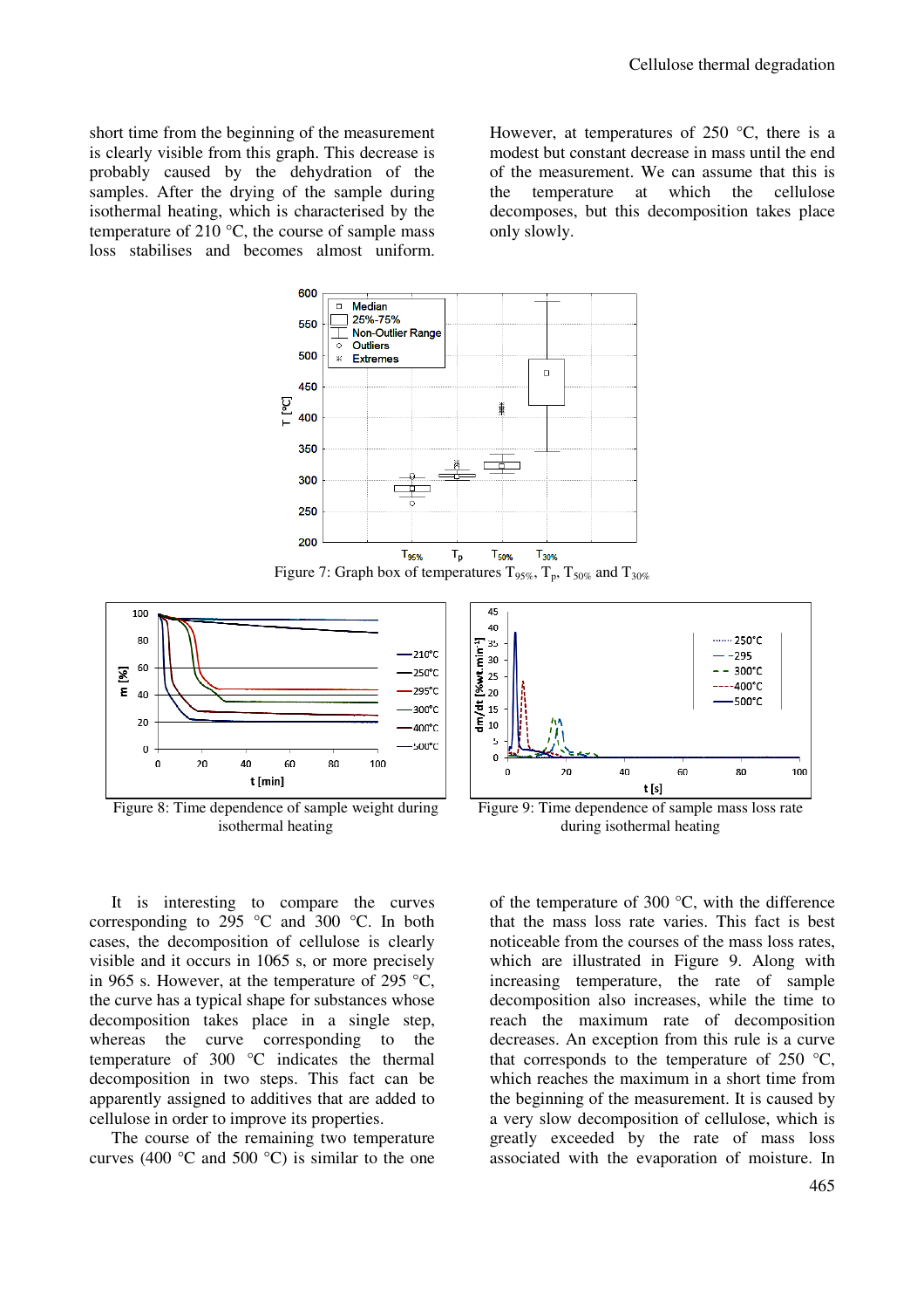short time from the beginning of the measurement is clearly visible from this graph. This decrease is probably caused by the dehydration of the samples. After the drying of the sample during isothermal heating, which is characterised by the temperature of 210 °C, the course of sample mass loss stabilises and becomes almost uniform. However, at temperatures of 250 °C, there is a modest but constant decrease in mass until the end of the measurement. We can assume that this is the temperature at which the cellulose decomposes, but this decomposition takes place only slowly.

Figure 7: Graph box of temperatures $T_{95\%}$, $T_p$, $T_{50\%}$ and $T_{30\%}$

Figure 8: Time dependence of sample weight during isothermal heating

Figure 9: Time dependence of sample mass loss rate during isothermal heating

It is interesting to compare the curves corresponding to 295 °C and 300 °C. In both cases, the decomposition of cellulose is clearly visible and it occurs in 1065 s, or more precisely in 965 s. However, at the temperature of 295 °C, the curve has a typical shape for substances whose decomposition takes place in a single step, whereas the curve corresponding to the temperature of 300 °C indicates the thermal decomposition in two steps. This fact can be apparently assigned to additives that are added to cellulose in order to improve its properties.

The course of the remaining two temperature curves (400 °C and 500 °C) is similar to the one of the temperature of 300 °C, with the difference that the mass loss rate varies. This fact is best noticeable from the courses of the mass loss rates, which are illustrated in Figure 9. Along with increasing temperature, the rate of sample decomposition also increases, while the time to reach the maximum rate of decomposition decreases. An exception from this rule is a curve that corresponds to the temperature of 250 °C, which reaches the maximum in a short time from the beginning of the measurement. It is caused by a very slow decomposition of cellulose, which is greatly exceeded by the rate of mass loss associated with the evaporation of moisture. In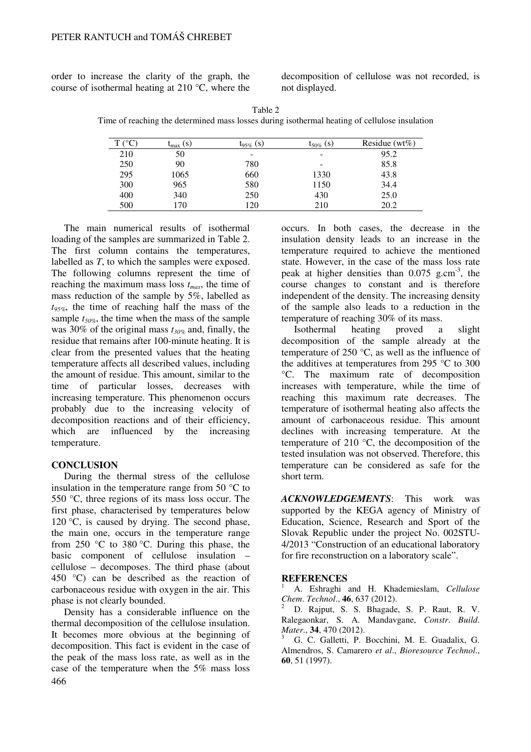order to increase the clarity of the graph, the course of isothermal heating at 210 °C, where the decomposition of cellulose was not recorded, is not displayed.

Table 2
Time of reaching the determined mass losses during isothermal heating of cellulose insulation

| T (°C) | $t_{max}$ (s) | $t_{95\%}$ (s) | $t_{50\%}$ (s) | Residue (wt%) |
|---|---|---|---|---|
| 210 | 50 | - | - | 95.2 |
| 250 | 90 | 780 | - | 85.8 |
| 295 | 1065 | 660 | 1330 | 43.8 |
| 300 | 965 | 580 | 1150 | 34.4 |
| 400 | 340 | 250 | 430 | 25.0 |
| 500 | 170 | 120 | 210 | 20.2 |

The main numerical results of isothermal loading of the samples are summarized in Table 2. The first column contains the temperatures, labelled as *T*, to which the samples were exposed. The following columns represent the time of reaching the maximum mass loss $t_{max}$, the time of mass reduction of the sample by 5%, labelled as $t_{95\%}$, the time of reaching half the mass of the sample $t_{50\%}$, the time when the mass of the sample was 30% of the original mass $t_{30\%}$ and, finally, the residue that remains after 100-minute heating. It is clear from the presented values that the heating temperature affects all described values, including the amount of residue. This amount, similar to the time of particular losses, decreases with increasing temperature. This phenomenon occurs probably due to the increasing velocity of decomposition reactions and of their efficiency, which are influenced by the increasing temperature.

## CONCLUSION

During the thermal stress of the cellulose insulation in the temperature range from 50 °C to 550 °C, three regions of its mass loss occur. The first phase, characterised by temperatures below 120 °C, is caused by drying. The second phase, the main one, occurs in the temperature range from 250 °C to 380 °C. During this phase, the basic component of cellulose insulation – cellulose – decomposes. The third phase (about 450 °C) can be described as the reaction of carbonaceous residue with oxygen in the air. This phase is not clearly bounded.

Density has a considerable influence on the thermal decomposition of the cellulose insulation. It becomes more obvious at the beginning of decomposition. This fact is evident in the case of the peak of the mass loss rate, as well as in the case of the temperature when the 5% mass loss occurs. In both cases, the decrease in the insulation density leads to an increase in the temperature required to achieve the mentioned state. However, in the case of the mass loss rate peak at higher densities than 0.075 g.cm$^{-3}$, the course changes to constant and is therefore independent of the density. The increasing density of the sample also leads to a reduction in the temperature of reaching 30% of its mass.

Isothermal heating proved a slight decomposition of the sample already at the temperature of 250 °C, as well as the influence of the additives at temperatures from 295 °C to 300 °C. The maximum rate of decomposition increases with temperature, while the time of reaching this maximum rate decreases. The temperature of isothermal heating also affects the amount of carbonaceous residue. This amount declines with increasing temperature. At the temperature of 210 °C, the decomposition of the tested insulation was not observed. Therefore, this temperature can be considered as safe for the short term.

***ACKNOWLEDGEMENTS***: This work was supported by the KEGA agency of Ministry of Education, Science, Research and Sport of the Slovak Republic under the project No. 002STU-4/2013 "Construction of an educational laboratory for fire reconstruction on a laboratory scale".

## REFERENCES

[1] A. Eshraghi and H. Khademieslam, *Cellulose Chem. Technol.*, **46**, 637 (2012).

[2] D. Rajput, S. S. Bhagade, S. P. Raut, R. V. Ralegaonkar, S. A. Mandavgane, *Constr. Build. Mater.*, **34**, 470 (2012).

[3] G. C. Galletti, P. Bocchini, M. E. Guadalix, G. Almendros, S. Camarero *et al.*, *Bioresource Technol.*, **60**, 51 (1997).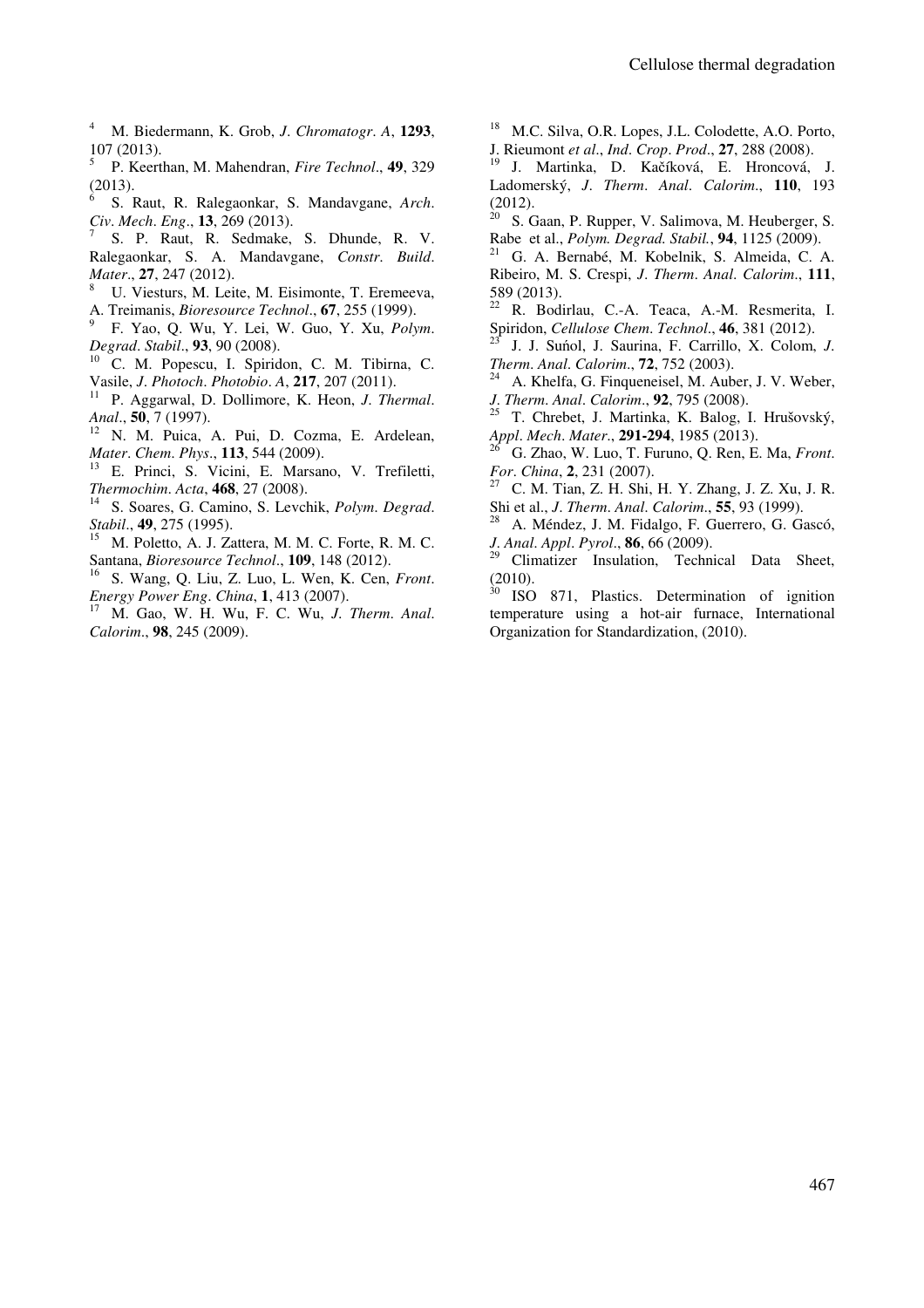[4] M. Biedermann, K. Grob, *J. Chromatogr. A*, **1293**, 107 (2013).

[5] P. Keerthan, M. Mahendran, *Fire Technol.*, **49**, 329 (2013).

[6] S. Raut, R. Ralegaonkar, S. Mandavgane, *Arch. Civ. Mech. Eng.*, **13**, 269 (2013).

[7] S. P. Raut, R. Sedmake, S. Dhunde, R. V. Ralegaonkar, S. A. Mandavgane, *Constr. Build. Mater.*, **27**, 247 (2012).

[8] U. Viesturs, M. Leite, M. Eisimonte, T. Eremeeva, A. Treimanis, *Bioresource Technol.*, **67**, 255 (1999).

[9] F. Yao, Q. Wu, Y. Lei, W. Guo, Y. Xu, *Polym. Degrad. Stabil.*, **93**, 90 (2008).

[10] C. M. Popescu, I. Spiridon, C. M. Tibirna, C. Vasile, *J. Photoch. Photobio. A*, **217**, 207 (2011).

[11] P. Aggarwal, D. Dollimore, K. Heon, *J. Thermal. Anal.*, **50**, 7 (1997).

[12] N. M. Puica, A. Pui, D. Cozma, E. Ardelean, *Mater. Chem. Phys.*, **113**, 544 (2009).

[13] E. Princi, S. Vicini, E. Marsano, V. Trefiletti, *Thermochim. Acta*, **468**, 27 (2008).

[14] S. Soares, G. Camino, S. Levchik, *Polym. Degrad. Stabil.*, **49**, 275 (1995).

[15] M. Poletto, A. J. Zattera, M. M. C. Forte, R. M. C. Santana, *Bioresource Technol.*, **109**, 148 (2012).

[16] S. Wang, Q. Liu, Z. Luo, L. Wen, K. Cen, *Front. Energy Power Eng. China*, **1**, 413 (2007).

[17] M. Gao, W. H. Wu, F. C. Wu, *J. Therm. Anal. Calorim.*, **98**, 245 (2009).

[18] M.C. Silva, O.R. Lopes, J.L. Colodette, A.O. Porto, J. Rieumont *et al.*, *Ind. Crop. Prod.*, **27**, 288 (2008).

[19] J. Martinka, D. Kačíková, E. Hroncová, J. Ladomerský, *J. Therm. Anal. Calorim.*, **110**, 193 (2012).

[20] S. Gaan, P. Rupper, V. Salimova, M. Heuberger, S. Rabe et al., *Polym. Degrad. Stabil.*, **94**, 1125 (2009).

[21] G. A. Bernabé, M. Kobelnik, S. Almeida, C. A. Ribeiro, M. S. Crespi, *J. Therm. Anal. Calorim.*, **111**, 589 (2013).

[22] R. Bodirlau, C.-A. Teaca, A.-M. Resmerita, I. Spiridon, *Cellulose Chem. Technol.*, **46**, 381 (2012).

[23] J. J. Suńol, J. Saurina, F. Carrillo, X. Colom, *J. Therm. Anal. Calorim.*, **72**, 752 (2003).

[24] A. Khelfa, G. Finqueneisel, M. Auber, J. V. Weber, *J. Therm. Anal. Calorim.*, **92**, 795 (2008).

[25] T. Chrebet, J. Martinka, K. Balog, I. Hrušovský, *Appl. Mech. Mater.*, **291-294**, 1985 (2013).

[26] G. Zhao, W. Luo, T. Furuno, Q. Ren, E. Ma, *Front. For. China*, **2**, 231 (2007).

[27] C. M. Tian, Z. H. Shi, H. Y. Zhang, J. Z. Xu, J. R. Shi et al., *J. Therm. Anal. Calorim.*, **55**, 93 (1999).

[28] A. Méndez, J. M. Fidalgo, F. Guerrero, G. Gascó, *J. Anal. Appl. Pyrol.*, **86**, 66 (2009).

[29] Climatizer Insulation, Technical Data Sheet, (2010).

[30] ISO 871, Plastics. Determination of ignition temperature using a hot-air furnace, International Organization for Standardization, (2010).